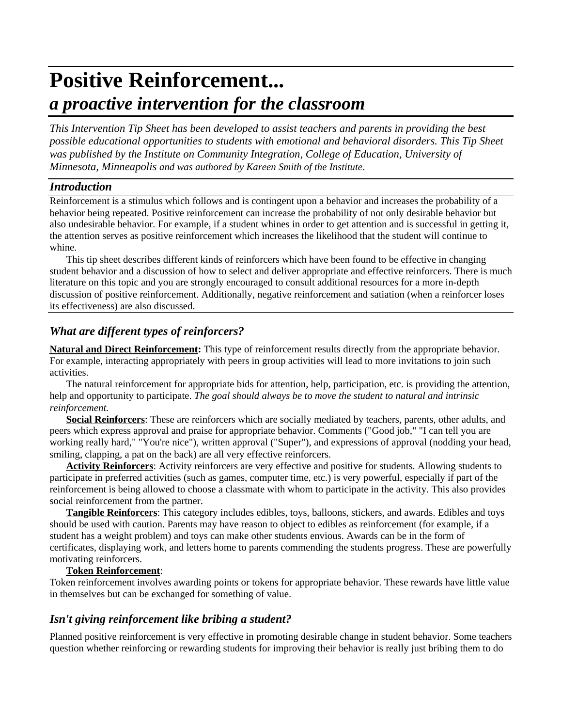# Positive Reinforcement...

## *a proactive intervention for the classroom*

*This Intervention Tip Sheet has been developed to assist teachers and parents in providing the best possible educational opportunities to students with emotional and behavioral disorders. This Tip Sheet was published by the Institute on Community Integration, College of Education, University of Minnesota, Minneapolis and was authored by Kareen Smith of the Institute*.

### *Introduction*

Reinforcement is a stimulus which follows and is contingent upon a behavior and increases the probability of a behavior being repeated. Positive reinforcement can increase the probability of not only desirable behavior but also undesirable behavior. For example, if a student whines in order to get attention and is successful in getting it, the attention serves as positive reinforcement which increases the likelihood that the student will continue to whine.

This tip sheet describes different kinds of reinforcers which have been found to be effective in changing student behavior and a discussion of how to select and deliver appropriate and effective reinforcers. There is much literature on this topic and you are strongly encouraged to consult additional resources for a more in-depth discussion of positive reinforcement. Additionally, negative reinforcement and satiation (when a reinforcer loses its effectiveness) are also discussed.

### *What are different types of reinforcers?*

**Natural and Direct Reinforcement:** This type of reinforcement results directly from the appropriate behavior. For example, interacting appropriately with peers in group activities will lead to more invitations to join such activities.

The natural reinforcement for appropriate bids for attention, help, participation, etc. is providing the attention, help and opportunity to participate. *The goal should always be to move the student to natural and intrinsic reinforcement.*

**Social Reinforcers**: These are reinforcers which are socially mediated by teachers, parents, other adults, and peers which express approval and praise for appropriate behavior. Comments ("Good job," "I can tell you are working really hard," "You're nice"), written approval ("Super"), and expressions of approval (nodding your head, smiling, clapping, a pat on the back) are all very effective reinforcers.

**Activity Reinforcers**: Activity reinforcers are very effective and positive for students. Allowing students to participate in preferred activities (such as games, computer time, etc.) is very powerful, especially if part of the reinforcement is being allowed to choose a classmate with whom to participate in the activity. This also provides social reinforcement from the partner.

**Tangible Reinforcers**: This category includes edibles, toys, balloons, stickers, and awards. Edibles and toys should be used with caution. Parents may have reason to object to edibles as reinforcement (for example, if a student has a weight problem) and toys can make other students envious. Awards can be in the form of certificates, displaying work, and letters home to parents commending the students progress. These are powerfully motivating reinforcers.

**Token Reinforcement**:
Token reinforcement involves awarding points or tokens for appropriate behavior. These rewards have little value in themselves but can be exchanged for something of value.

### *Isn't giving reinforcement like bribing a student?*

Planned positive reinforcement is very effective in promoting desirable change in student behavior. Some teachers question whether reinforcing or rewarding students for improving their behavior is really just bribing them to do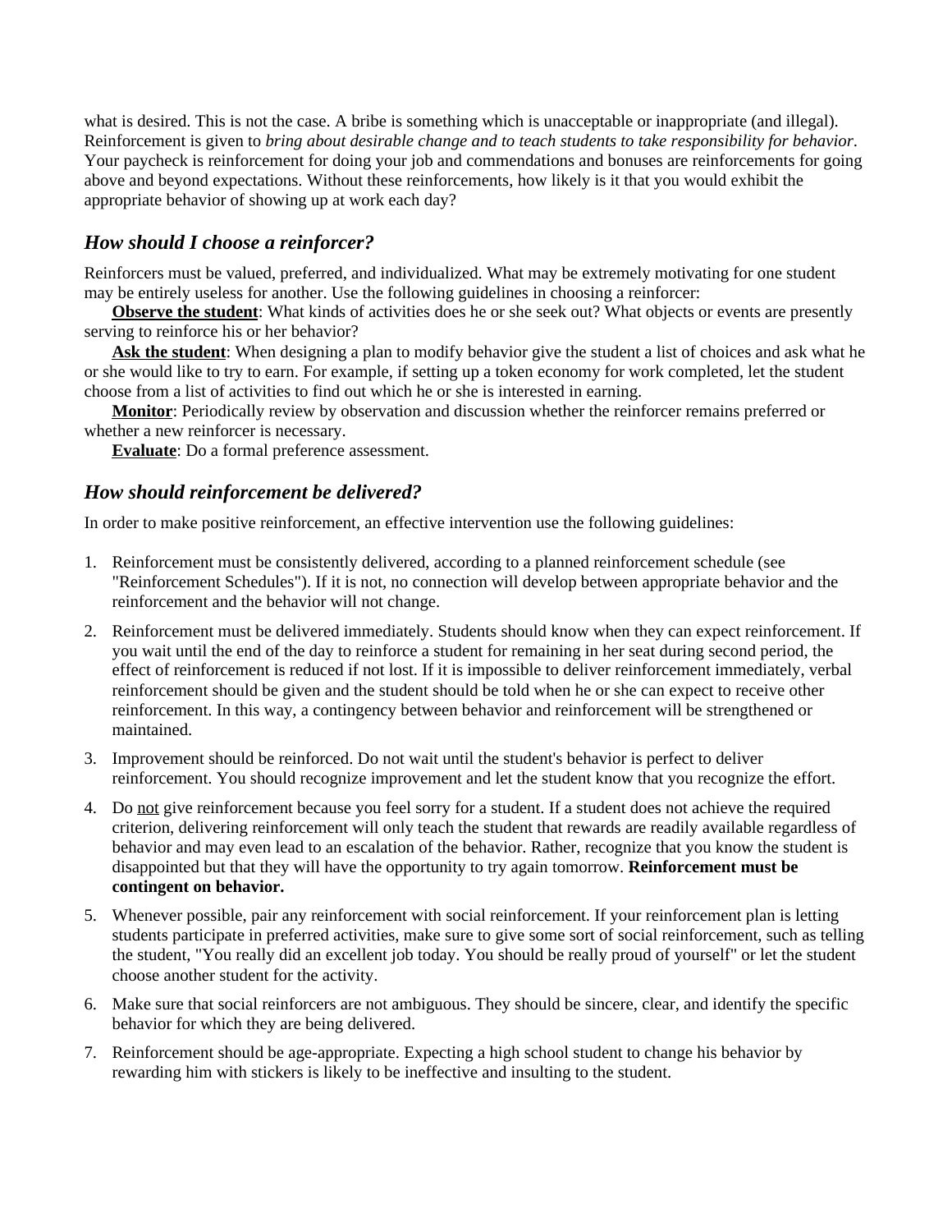what is desired. This is not the case. A bribe is something which is unacceptable or inappropriate (and illegal). Reinforcement is given to *bring about desirable change and to teach students to take responsibility for behavior*. Your paycheck is reinforcement for doing your job and commendations and bonuses are reinforcements for going above and beyond expectations. Without these reinforcements, how likely is it that you would exhibit the appropriate behavior of showing up at work each day?

### *How should I choose a reinforcer?*

Reinforcers must be valued, preferred, and individualized. What may be extremely motivating for one student may be entirely useless for another. Use the following guidelines in choosing a reinforcer:

**Observe the student**: What kinds of activities does he or she seek out? What objects or events are presently serving to reinforce his or her behavior?

**Ask the student**: When designing a plan to modify behavior give the student a list of choices and ask what he or she would like to try to earn. For example, if setting up a token economy for work completed, let the student choose from a list of activities to find out which he or she is interested in earning.

**Monitor**: Periodically review by observation and discussion whether the reinforcer remains preferred or whether a new reinforcer is necessary.

**Evaluate**: Do a formal preference assessment.

### *How should reinforcement be delivered?*

In order to make positive reinforcement, an effective intervention use the following guidelines:

1. Reinforcement must be consistently delivered, according to a planned reinforcement schedule (see "Reinforcement Schedules"). If it is not, no connection will develop between appropriate behavior and the reinforcement and the behavior will not change.
2. Reinforcement must be delivered immediately. Students should know when they can expect reinforcement. If you wait until the end of the day to reinforce a student for remaining in her seat during second period, the effect of reinforcement is reduced if not lost. If it is impossible to deliver reinforcement immediately, verbal reinforcement should be given and the student should be told when he or she can expect to receive other reinforcement. In this way, a contingency between behavior and reinforcement will be strengthened or maintained.
3. Improvement should be reinforced. Do not wait until the student's behavior is perfect to deliver reinforcement. You should recognize improvement and let the student know that you recognize the effort.
4. Do not give reinforcement because you feel sorry for a student. If a student does not achieve the required criterion, delivering reinforcement will only teach the student that rewards are readily available regardless of behavior and may even lead to an escalation of the behavior. Rather, recognize that you know the student is disappointed but that they will have the opportunity to try again tomorrow. **Reinforcement must be contingent on behavior.**
5. Whenever possible, pair any reinforcement with social reinforcement. If your reinforcement plan is letting students participate in preferred activities, make sure to give some sort of social reinforcement, such as telling the student, "You really did an excellent job today. You should be really proud of yourself" or let the student choose another student for the activity.
6. Make sure that social reinforcers are not ambiguous. They should be sincere, clear, and identify the specific behavior for which they are being delivered.
7. Reinforcement should be age-appropriate. Expecting a high school student to change his behavior by rewarding him with stickers is likely to be ineffective and insulting to the student.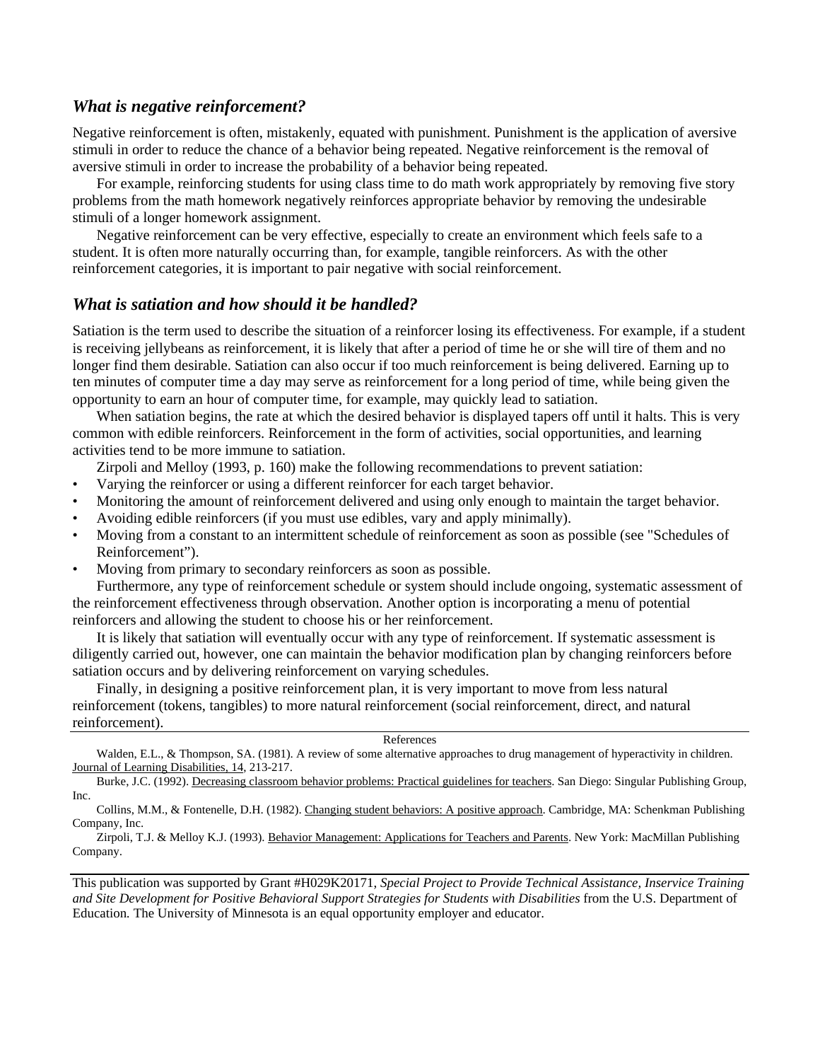### *What is negative reinforcement?*

Negative reinforcement is often, mistakenly, equated with punishment. Punishment is the application of aversive stimuli in order to reduce the chance of a behavior being repeated. Negative reinforcement is the removal of aversive stimuli in order to increase the probability of a behavior being repeated.

For example, reinforcing students for using class time to do math work appropriately by removing five story problems from the math homework negatively reinforces appropriate behavior by removing the undesirable stimuli of a longer homework assignment.

Negative reinforcement can be very effective, especially to create an environment which feels safe to a student. It is often more naturally occurring than, for example, tangible reinforcers. As with the other reinforcement categories, it is important to pair negative with social reinforcement.

### *What is satiation and how should it be handled?*

Satiation is the term used to describe the situation of a reinforcer losing its effectiveness. For example, if a student is receiving jellybeans as reinforcement, it is likely that after a period of time he or she will tire of them and no longer find them desirable. Satiation can also occur if too much reinforcement is being delivered. Earning up to ten minutes of computer time a day may serve as reinforcement for a long period of time, while being given the opportunity to earn an hour of computer time, for example, may quickly lead to satiation.

When satiation begins, the rate at which the desired behavior is displayed tapers off until it halts. This is very common with edible reinforcers. Reinforcement in the form of activities, social opportunities, and learning activities tend to be more immune to satiation.

Zirpoli and Melloy (1993, p. 160) make the following recommendations to prevent satiation:

- Varying the reinforcer or using a different reinforcer for each target behavior.
- Monitoring the amount of reinforcement delivered and using only enough to maintain the target behavior.
- Avoiding edible reinforcers (if you must use edibles, vary and apply minimally).
- Moving from a constant to an intermittent schedule of reinforcement as soon as possible (see "Schedules of Reinforcement").
- Moving from primary to secondary reinforcers as soon as possible.

Furthermore, any type of reinforcement schedule or system should include ongoing, systematic assessment of the reinforcement effectiveness through observation. Another option is incorporating a menu of potential reinforcers and allowing the student to choose his or her reinforcement.

It is likely that satiation will eventually occur with any type of reinforcement. If systematic assessment is diligently carried out, however, one can maintain the behavior modification plan by changing reinforcers before satiation occurs and by delivering reinforcement on varying schedules.

Finally, in designing a positive reinforcement plan, it is very important to move from less natural reinforcement (tokens, tangibles) to more natural reinforcement (social reinforcement, direct, and natural reinforcement).

References

Walden, E.L., & Thompson, SA. (1981). A review of some alternative approaches to drug management of hyperactivity in children. Journal of Learning Disabilities, 14, 213-217.

Burke, J.C. (1992). Decreasing classroom behavior problems: Practical guidelines for teachers. San Diego: Singular Publishing Group, Inc.

Collins, M.M., & Fontenelle, D.H. (1982). Changing student behaviors: A positive approach. Cambridge, MA: Schenkman Publishing Company, Inc.

Zirpoli, T.J. & Melloy K.J. (1993). Behavior Management: Applications for Teachers and Parents. New York: MacMillan Publishing Company.

This publication was supported by Grant #H029K20171, *Special Project to Provide Technical Assistance, Inservice Training and Site Development for Positive Behavioral Support Strategies for Students with Disabilities* from the U.S. Department of Education. The University of Minnesota is an equal opportunity employer and educator.